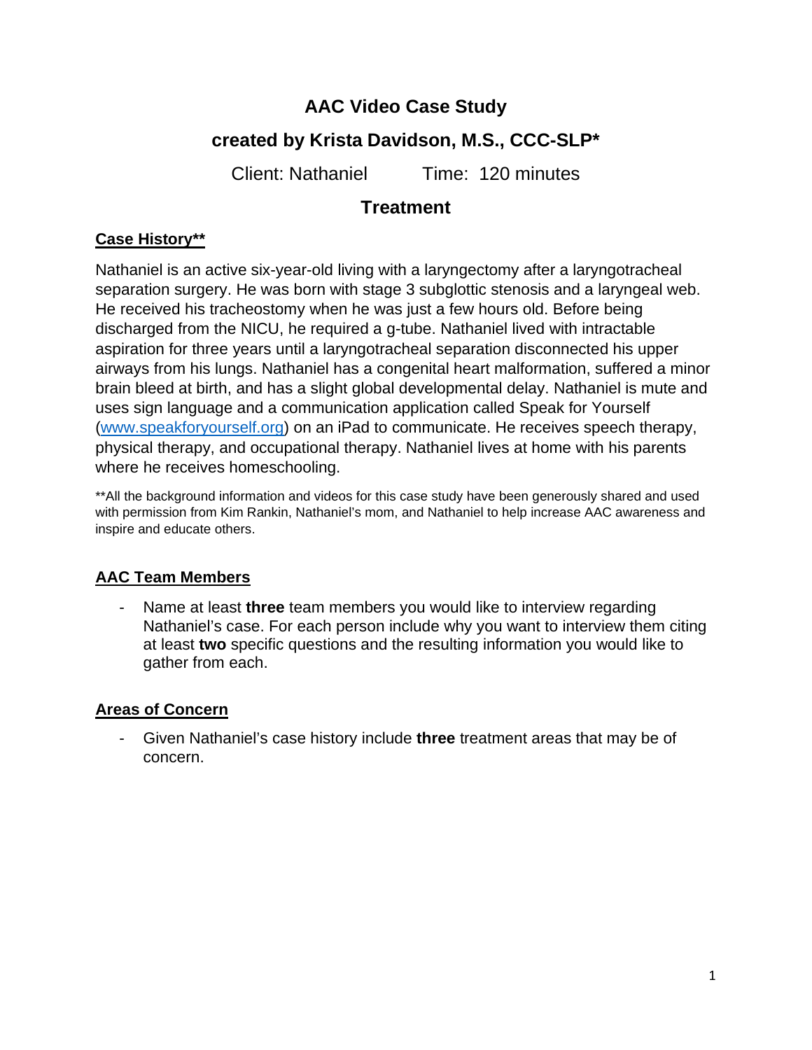# AAC Video Case Study

## created by Krista Davidson, M.S., CCC-SLP*

Client: Nathaniel Time: 120 minutes

## Treatment

### Case History**

Nathaniel is an active six-year-old living with a laryngectomy after a laryngotracheal separation surgery. He was born with stage 3 subglottic stenosis and a laryngeal web. He received his tracheostomy when he was just a few hours old. Before being discharged from the NICU, he required a g-tube. Nathaniel lived with intractable aspiration for three years until a laryngotracheal separation disconnected his upper airways from his lungs. Nathaniel has a congenital heart malformation, suffered a minor brain bleed at birth, and has a slight global developmental delay. Nathaniel is mute and uses sign language and a communication application called Speak for Yourself ([www.speakforyourself.org](www.speakforyourself.org)) on an iPad to communicate. He receives speech therapy, physical therapy, and occupational therapy. Nathaniel lives at home with his parents where he receives homeschooling.

**All the background information and videos for this case study have been generously shared and used with permission from Kim Rankin, Nathaniel's mom, and Nathaniel to help increase AAC awareness and inspire and educate others.

### AAC Team Members

- Name at least **three** team members you would like to interview regarding Nathaniel's case. For each person include why you want to interview them citing at least **two** specific questions and the resulting information you would like to gather from each.

### Areas of Concern

- Given Nathaniel's case history include **three** treatment areas that may be of concern.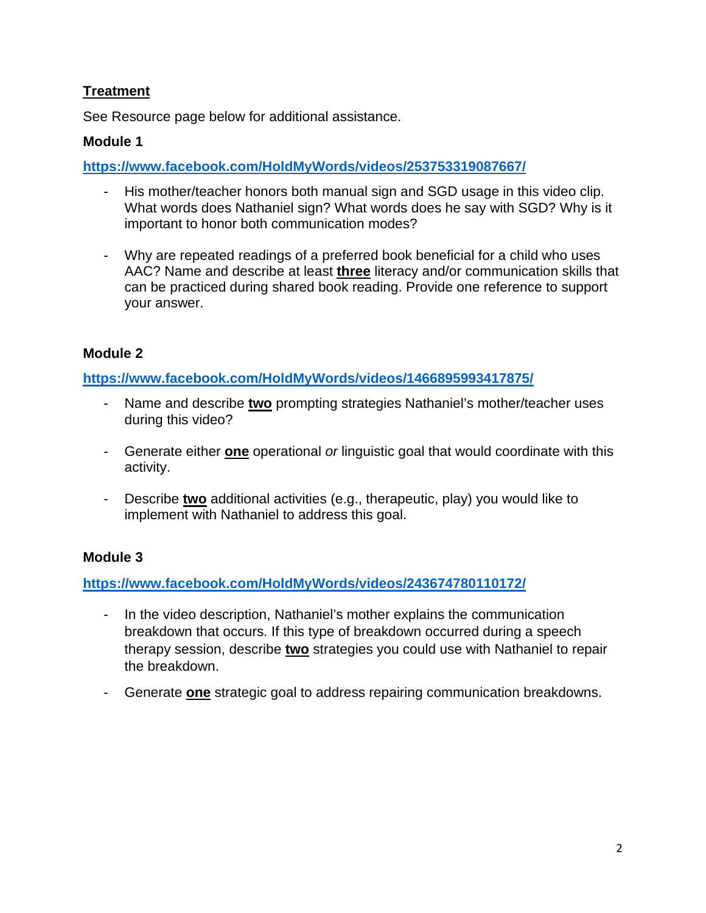## <u>Treatment</u>

See Resource page below for additional assistance.

### Module 1

**[https://www.facebook.com/HoldMyWords/videos/253753319087667/](https://www.facebook.com/HoldMyWords/videos/253753319087667/)**

- His mother/teacher honors both manual sign and SGD usage in this video clip. What words does Nathaniel sign? What words does he say with SGD? Why is it important to honor both communication modes?

- Why are repeated readings of a preferred book beneficial for a child who uses AAC? Name and describe at least <u>**three**</u> literacy and/or communication skills that can be practiced during shared book reading. Provide one reference to support your answer.

### Module 2

**[https://www.facebook.com/HoldMyWords/videos/1466895993417875/](https://www.facebook.com/HoldMyWords/videos/1466895993417875/)**

- Name and describe <u>**two**</u> prompting strategies Nathaniel's mother/teacher uses during this video?

- Generate either <u>**one**</u> operational *or* linguistic goal that would coordinate with this activity.

- Describe <u>**two**</u> additional activities (e.g., therapeutic, play) you would like to implement with Nathaniel to address this goal.

### Module 3

**[https://www.facebook.com/HoldMyWords/videos/243674780110172/](https://www.facebook.com/HoldMyWords/videos/243674780110172/)**

- In the video description, Nathaniel's mother explains the communication breakdown that occurs. If this type of breakdown occurred during a speech therapy session, describe <u>**two**</u> strategies you could use with Nathaniel to repair the breakdown.

- Generate <u>**one**</u> strategic goal to address repairing communication breakdowns.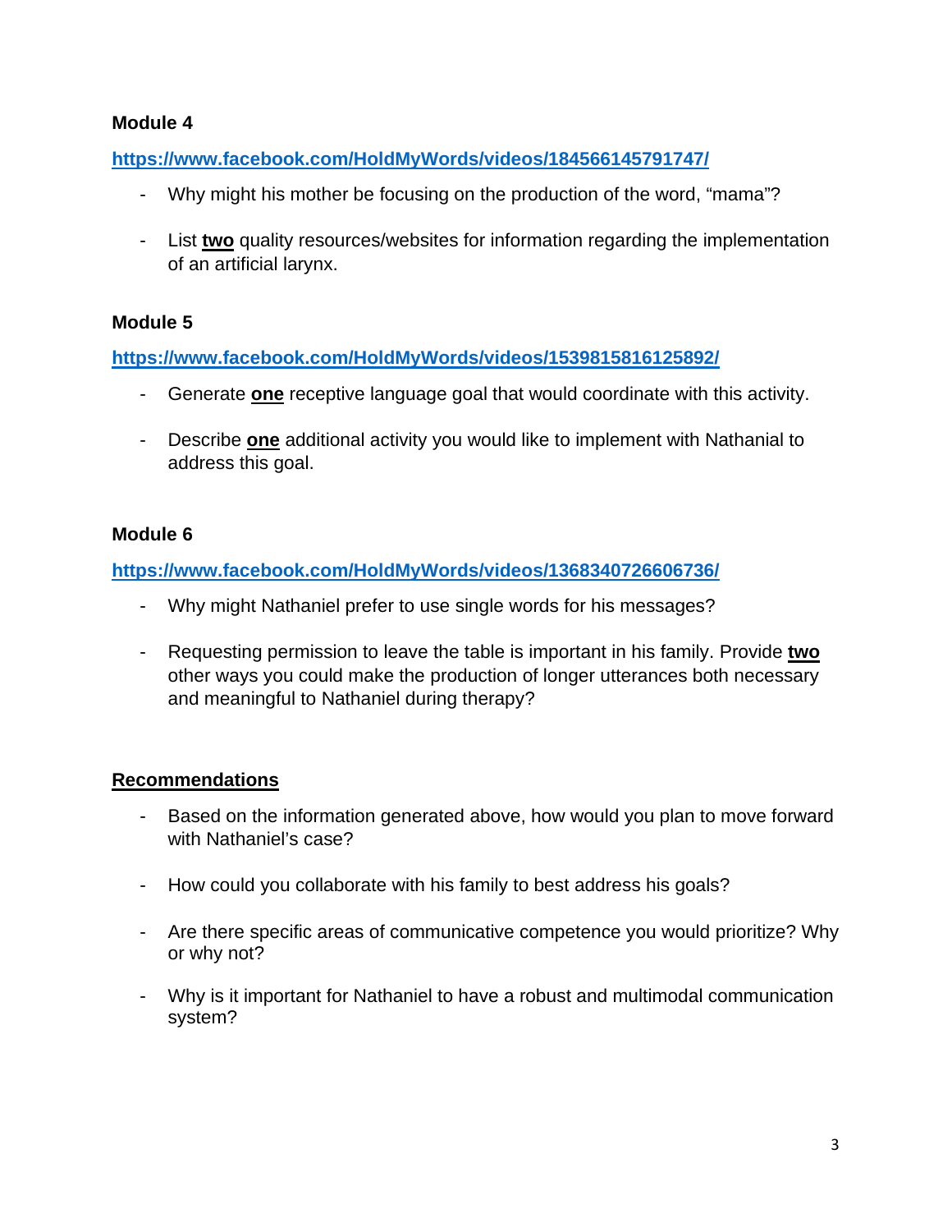**Module 4**

**https://www.facebook.com/HoldMyWords/videos/184566145791747/**

- Why might his mother be focusing on the production of the word, "mama"?

- List **two** quality resources/websites for information regarding the implementation of an artificial larynx.

**Module 5**

**https://www.facebook.com/HoldMyWords/videos/1539815816125892/**

- Generate **one** receptive language goal that would coordinate with this activity.

- Describe **one** additional activity you would like to implement with Nathanial to address this goal.

**Module 6**

**https://www.facebook.com/HoldMyWords/videos/1368340726606736/**

- Why might Nathaniel prefer to use single words for his messages?

- Requesting permission to leave the table is important in his family. Provide **two** other ways you could make the production of longer utterances both necessary and meaningful to Nathaniel during therapy?

**Recommendations**

- Based on the information generated above, how would you plan to move forward with Nathaniel's case?

- How could you collaborate with his family to best address his goals?

- Are there specific areas of communicative competence you would prioritize? Why or why not?

- Why is it important for Nathaniel to have a robust and multimodal communication system?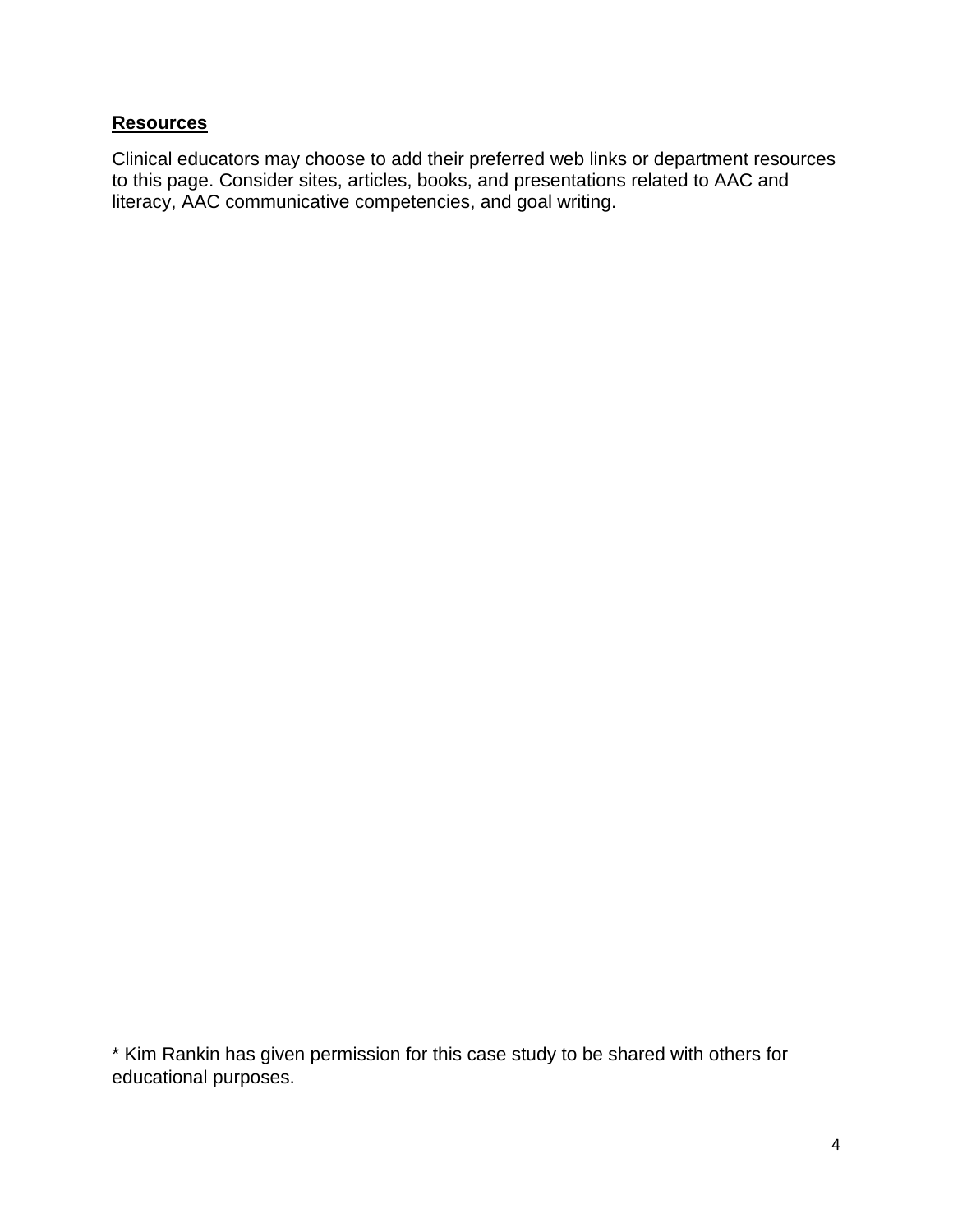## **Resources**

Clinical educators may choose to add their preferred web links or department resources to this page. Consider sites, articles, books, and presentations related to AAC and literacy, AAC communicative competencies, and goal writing.

* Kim Rankin has given permission for this case study to be shared with others for educational purposes.